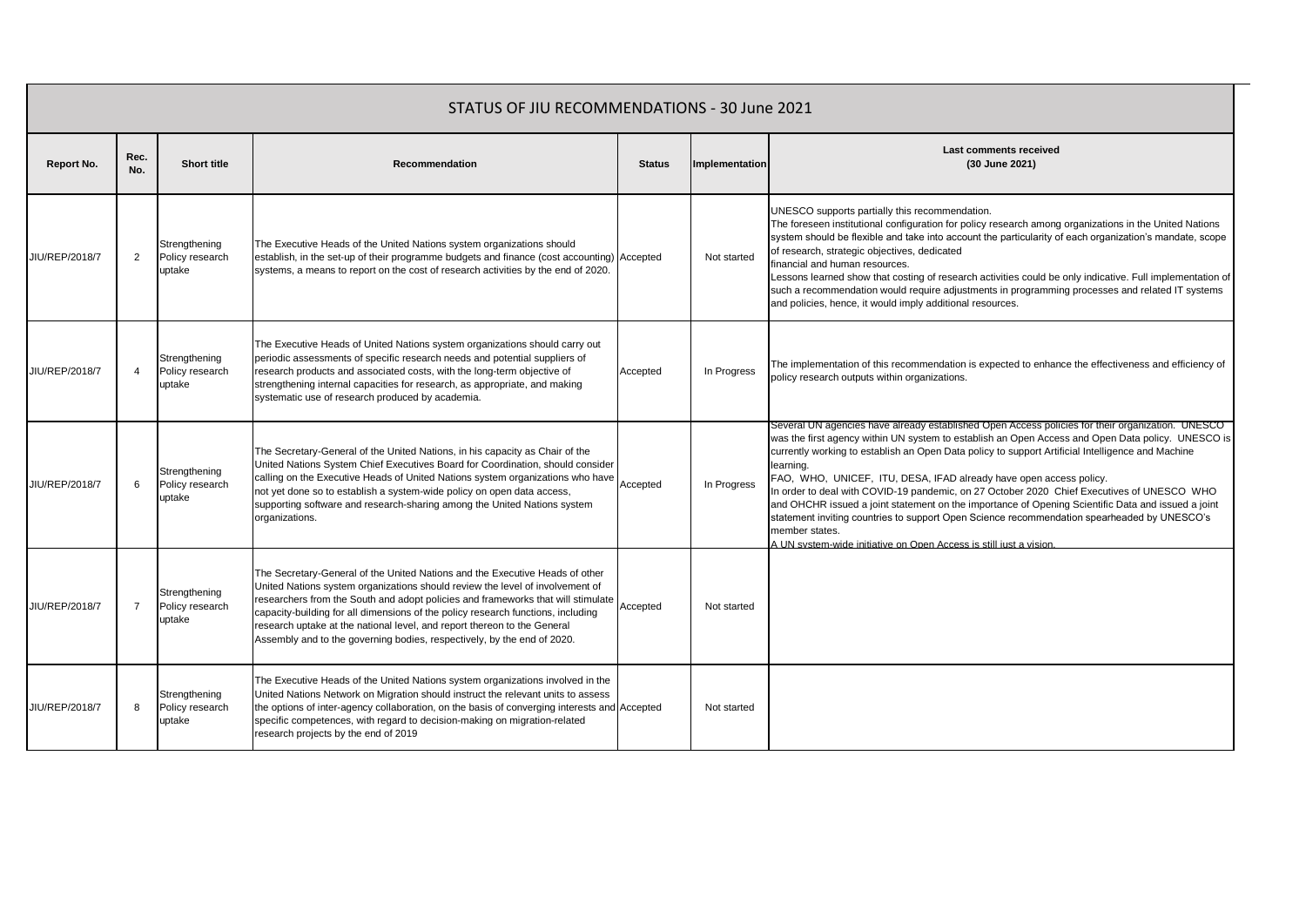# STATUS OF JIU RECOMMENDATIONS - 30 June 2021

| Report No. | Rec. No. | Short title | Recommendation | Status | Implementation | Last comments received (30 June 2021) |
|---|---|---|---|---|---|---|
| JIU/REP/2018/7 | 2 | Strengthening Policy research uptake | The Executive Heads of the United Nations system organizations should establish, in the set-up of their programme budgets and finance (cost accounting) systems, a means to report on the cost of research activities by the end of 2020. | Accepted | Not started | UNESCO supports partially this recommendation.<br>The foreseen institutional configuration for policy research among organizations in the United Nations system should be flexible and take into account the particularity of each organization's mandate, scope of research, strategic objectives, dedicated financial and human resources.<br>Lessons learned show that costing of research activities could be only indicative. Full implementation of such a recommendation would require adjustments in programming processes and related IT systems and policies, hence, it would imply additional resources. |
| JIU/REP/2018/7 | 4 | Strengthening Policy research uptake | The Executive Heads of United Nations system organizations should carry out periodic assessments of specific research needs and potential suppliers of research products and associated costs, with the long-term objective of strengthening internal capacities for research, as appropriate, and making systematic use of research produced by academia. | Accepted | In Progress | The implementation of this recommendation is expected to enhance the effectiveness and efficiency of policy research outputs within organizations. |
| JIU/REP/2018/7 | 6 | Strengthening Policy research uptake | The Secretary-General of the United Nations, in his capacity as Chair of the United Nations System Chief Executives Board for Coordination, should consider calling on the Executive Heads of United Nations system organizations who have not yet done so to establish a system-wide policy on open data access, supporting software and research-sharing among the United Nations system organizations. | Accepted | In Progress | Several UN agencies have already established Open Access policies for their organization. UNESCO was the first agency within UN system to establish an Open Access and Open Data policy. UNESCO is currently working to establish an Open Data policy to support Artificial Intelligence and Machine learning.<br>FAO, WHO, UNICEF, ITU, DESA, IFAD already have open access policy.<br>In order to deal with COVID-19 pandemic, on 27 October 2020 Chief Executives of UNESCO WHO and OHCHR issued a joint statement on the importance of Opening Scientific Data and issued a joint statement inviting countries to support Open Science recommendation spearheaded by UNESCO's member states.<br>A UN system-wide initiative on Open Access is still just a vision. |
| JIU/REP/2018/7 | 7 | Strengthening Policy research uptake | The Secretary-General of the United Nations and the Executive Heads of other United Nations system organizations should review the level of involvement of researchers from the South and adopt policies and frameworks that will stimulate capacity-building for all dimensions of the policy research functions, including research uptake at the national level, and report thereon to the General Assembly and to the governing bodies, respectively, by the end of 2020. | Accepted | Not started | |
| JIU/REP/2018/7 | 8 | Strengthening Policy research uptake | The Executive Heads of the United Nations system organizations involved in the United Nations Network on Migration should instruct the relevant units to assess the options of inter-agency collaboration, on the basis of converging interests and specific competences, with regard to decision-making on migration-related research projects by the end of 2019 | Accepted | Not started | |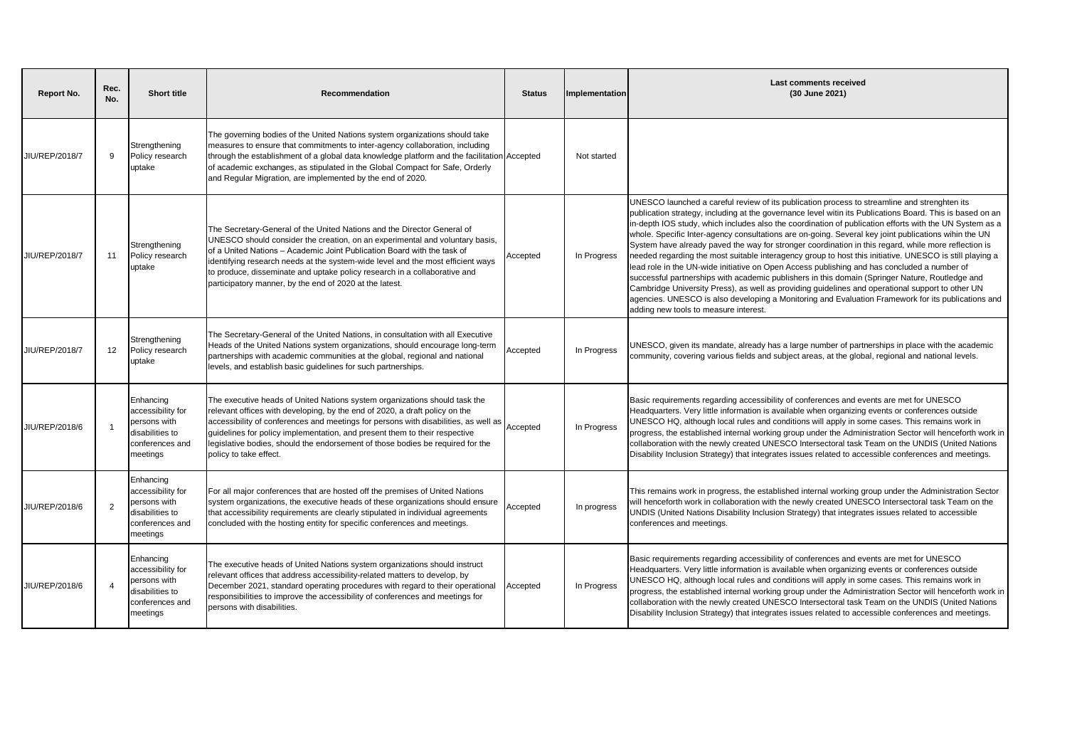| Report No. | Rec. No. | Short title | Recommendation | Status | Implementation | Last comments received (30 June 2021) |
|---|---|---|---|---|---|---|
| JIU/REP/2018/7 | 9 | Strengthening Policy research uptake | The governing bodies of the United Nations system organizations should take measures to ensure that commitments to inter-agency collaboration, including through the establishment of a global data knowledge platform and the facilitation of academic exchanges, as stipulated in the Global Compact for Safe, Orderly and Regular Migration, are implemented by the end of 2020. | Accepted | Not started | |
| JIU/REP/2018/7 | 11 | Strengthening Policy research uptake | The Secretary-General of the United Nations and the Director General of UNESCO should consider the creation, on an experimental and voluntary basis, of a United Nations – Academic Joint Publication Board with the task of identifying research needs at the system-wide level and the most efficient ways to produce, disseminate and uptake policy research in a collaborative and participatory manner, by the end of 2020 at the latest. | Accepted | In Progress | UNESCO launched a careful review of its publication process to streamline and strenghten its publication strategy, including at the governance level witin its Publications Board. This is based on an in-depth IOS study, which includes also the coordination of publication efforts with the UN System as a whole. Specific Inter-agency consultations are on-going. Several key joint publications wihin the UN System have already paved the way for stronger coordination in this regard, while more reflection is needed regarding the most suitable interagency group to host this initiative. UNESCO is still playing a lead role in the UN-wide initiative on Open Access publishing and has concluded a number of successful partnerships with academic publishers in this domain (Springer Nature, Routledge and Cambridge University Press), as well as providing guidelines and operational support to other UN agencies. UNESCO is also developing a Monitoring and Evaluation Framework for its publications and adding new tools to measure interest. |
| JIU/REP/2018/7 | 12 | Strengthening Policy research uptake | The Secretary-General of the United Nations, in consultation with all Executive Heads of the United Nations system organizations, should encourage long-term partnerships with academic communities at the global, regional and national levels, and establish basic guidelines for such partnerships. | Accepted | In Progress | UNESCO, given its mandate, already has a large number of partnerships in place with the academic community, covering various fields and subject areas, at the global, regional and national levels. |
| JIU/REP/2018/6 | 1 | Enhancing accessibility for persons with disabilities to conferences and meetings | The executive heads of United Nations system organizations should task the relevant offices with developing, by the end of 2020, a draft policy on the accessibility of conferences and meetings for persons with disabilities, as well as guidelines for policy implementation, and present them to their respective legislative bodies, should the endorsement of those bodies be required for the policy to take effect. | Accepted | In Progress | Basic requirements regarding accessibility of conferences and events are met for UNESCO Headquarters. Very little information is available when organizing events or conferences outside UNESCO HQ, although local rules and conditions will apply in some cases. This remains work in progress, the established internal working group under the Administration Sector will henceforth work in collaboration with the newly created UNESCO Intersectoral task Team on the UNDIS (United Nations Disability Inclusion Strategy) that integrates issues related to accessible conferences and meetings. |
| JIU/REP/2018/6 | 2 | Enhancing accessibility for persons with disabilities to conferences and meetings | For all major conferences that are hosted off the premises of United Nations system organizations, the executive heads of these organizations should ensure that accessibility requirements are clearly stipulated in individual agreements concluded with the hosting entity for specific conferences and meetings. | Accepted | In progress | This remains work in progress, the established internal working group under the Administration Sector will henceforth work in collaboration with the newly created UNESCO Intersectoral task Team on the UNDIS (United Nations Disability Inclusion Strategy) that integrates issues related to accessible conferences and meetings. |
| JIU/REP/2018/6 | 4 | Enhancing accessibility for persons with disabilities to conferences and meetings | The executive heads of United Nations system organizations should instruct relevant offices that address accessibility-related matters to develop, by December 2021, standard operating procedures with regard to their operational responsibilities to improve the accessibility of conferences and meetings for persons with disabilities. | Accepted | In Progress | Basic requirements regarding accessibility of conferences and events are met for UNESCO Headquarters. Very little information is available when organizing events or conferences outside UNESCO HQ, although local rules and conditions will apply in some cases. This remains work in progress, the established internal working group under the Administration Sector will henceforth work in collaboration with the newly created UNESCO Intersectoral task Team on the UNDIS (United Nations Disability Inclusion Strategy) that integrates issues related to accessible conferences and meetings. |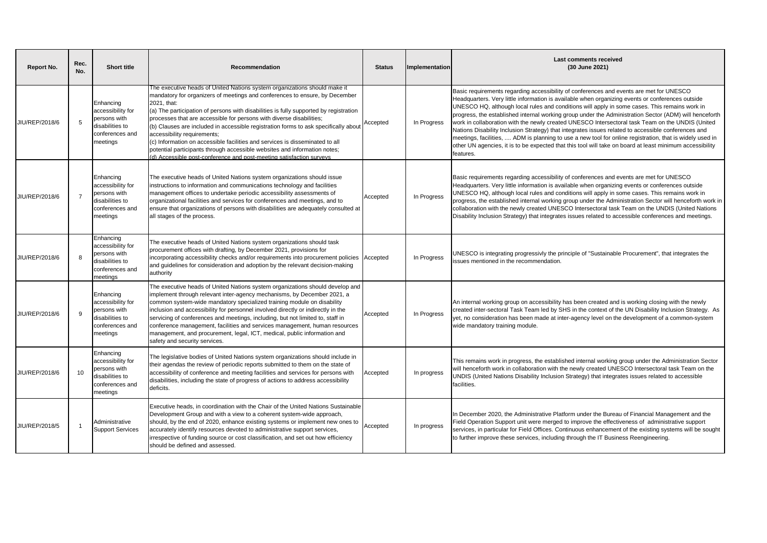| Report No. | Rec. No. | Short title | Recommendation | Status | Implementation | Last comments received (30 June 2021) |
|---|---|---|---|---|---|---|
| JIU/REP/2018/6 | 5 | Enhancing accessibility for persons with disabilities to conferences and meetings | The executive heads of United Nations system organizations should make it mandatory for organizers of meetings and conferences to ensure, by December 2021, that: (a) The participation of persons with disabilities is fully supported by registration processes that are accessible for persons with diverse disabilities; (b) Clauses are included in accessible registration forms to ask specifically about accessibility requirements; (c) Information on accessible facilities and services is disseminated to all potential participants through accessible websites and information notes; (d) Accessible post-conference and post-meeting satisfaction surveys | Accepted | In Progress | Basic requirements regarding accessibility of conferences and events are met for UNESCO Headquarters. Very little information is available when organizing events or conferences outside UNESCO HQ, although local rules and conditions will apply in some cases. This remains work in progress, the established internal working group under the Administration Sector (ADM) will henceforth work in collaboration with the newly created UNESCO Intersectoral task Team on the UNDIS (United Nations Disability Inclusion Strategy) that integrates issues related to accessible conferences and meetings, facilities, .... ADM is planning to use a new tool for online registration, that is widely used in other UN agencies, it is to be expected that this tool will take on board at least minimum accessibility features. |
| JIU/REP/2018/6 | 7 | Enhancing accessibility for persons with disabilities to conferences and meetings | The executive heads of United Nations system organizations should issue instructions to information and communications technology and facilities management offices to undertake periodic accessibility assessments of organizational facilities and services for conferences and meetings, and to ensure that organizations of persons with disabilities are adequately consulted at all stages of the process. | Accepted | In Progress | Basic requirements regarding accessibility of conferences and events are met for UNESCO Headquarters. Very little information is available when organizing events or conferences outside UNESCO HQ, although local rules and conditions will apply in some cases. This remains work in progress, the established internal working group under the Administration Sector will henceforth work in collaboration with the newly created UNESCO Intersectoral task Team on the UNDIS (United Nations Disability Inclusion Strategy) that integrates issues related to accessible conferences and meetings. |
| JIU/REP/2018/6 | 8 | Enhancing accessibility for persons with disabilities to conferences and meetings | The executive heads of United Nations system organizations should task procurement offices with drafting, by December 2021, provisions for incorporating accessibility checks and/or requirements into procurement policies and guidelines for consideration and adoption by the relevant decision-making authority | Accepted | In Progress | UNESCO is integrating progressivly the principle of "Sustainable Procurement", that integrates the issues mentioned in the recommendation. |
| JIU/REP/2018/6 | 9 | Enhancing accessibility for persons with disabilities to conferences and meetings | The executive heads of United Nations system organizations should develop and implement through relevant inter-agency mechanisms, by December 2021, a common system-wide mandatory specialized training module on disability inclusion and accessibility for personnel involved directly or indirectly in the servicing of conferences and meetings, including, but not limited to, staff in conference management, facilities and services management, human resources management, and procurement, legal, ICT, medical, public information and safety and security services. | Accepted | In Progress | An internal working group on accessibility has been created and is working closing with the newly created inter-sectoral Task Team led by SHS in the context of the UN Disability Inclusion Strategy. As yet, no consideration has been made at inter-agency level on the development of a common-system wide mandatory training module. |
| JIU/REP/2018/6 | 10 | Enhancing accessibility for persons with disabilities to conferences and meetings | The legislative bodies of United Nations system organizations should include in their agendas the review of periodic reports submitted to them on the state of accessibility of conference and meeting facilities and services for persons with disabilities, including the state of progress of actions to address accessibility deficits. | Accepted | In progress | This remains work in progress, the established internal working group under the Administration Sector will henceforth work in collaboration with the newly created UNESCO Intersectoral task Team on the UNDIS (United Nations Disability Inclusion Strategy) that integrates issues related to accessible facilities. |
| JIU/REP/2018/5 | 1 | Administrative Support Services | Executive heads, in coordination with the Chair of the United Nations Sustainable Development Group and with a view to a coherent system-wide approach, should, by the end of 2020, enhance existing systems or implement new ones to accurately identify resources devoted to administrative support services, irrespective of funding source or cost classification, and set out how efficiency should be defined and assessed. | Accepted | In progress | In December 2020, the Administrative Platform under the Bureau of Financial Management and the Field Operation Support unit were merged to improve the effectiveness of administrative support services, in particular for Field Offices. Continuous enhancement of the existing systems will be sought to further improve these services, including through the IT Business Reengineering. |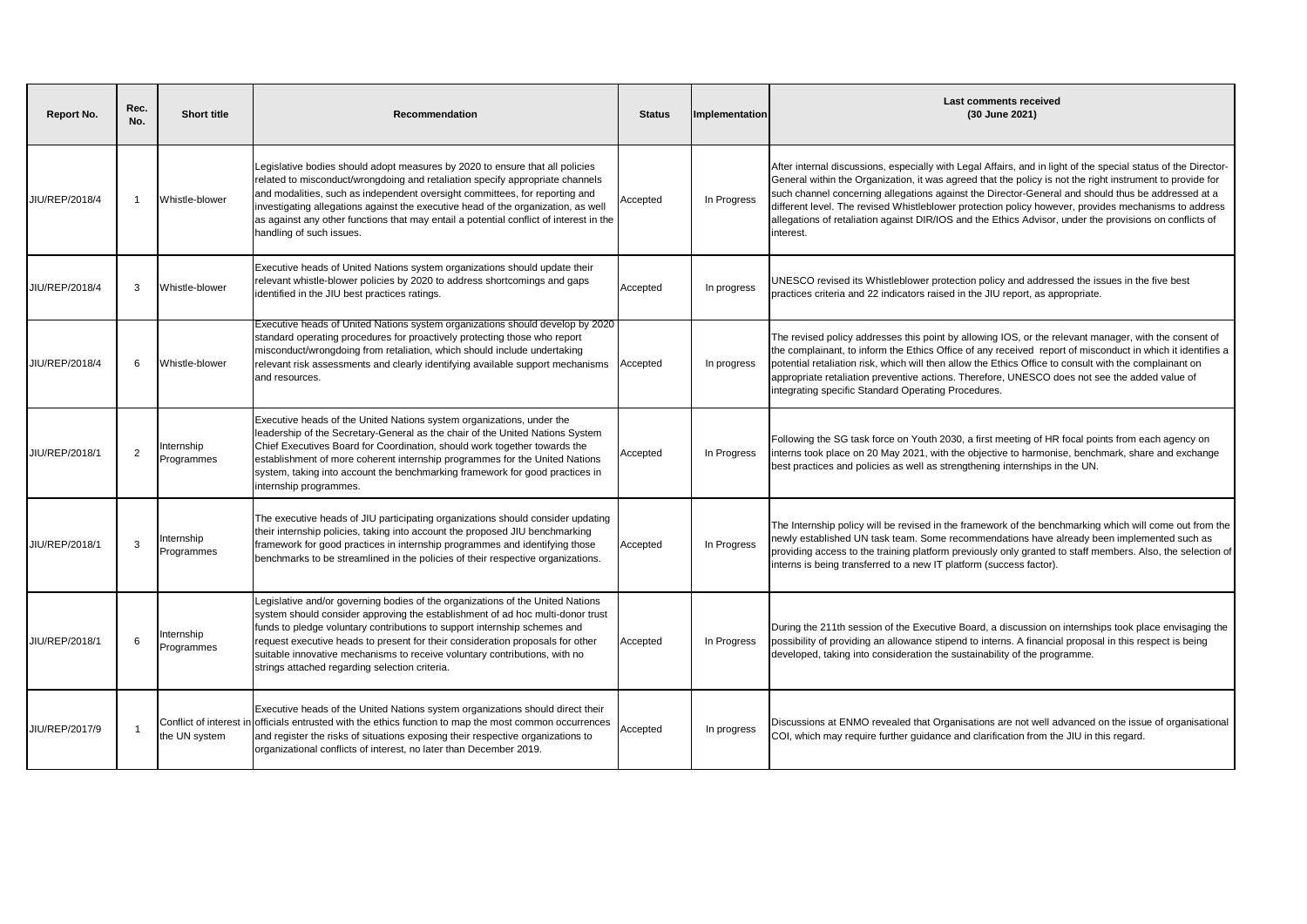| Report No. | Rec. No. | Short title | Recommendation | Status | Implementation | Last comments received (30 June 2021) |
|---|---|---|---|---|---|---|
| JIU/REP/2018/4 | 1 | Whistle-blower | Legislative bodies should adopt measures by 2020 to ensure that all policies related to misconduct/wrongdoing and retaliation specify appropriate channels and modalities, such as independent oversight committees, for reporting and investigating allegations against the executive head of the organization, as well as against any other functions that may entail a potential conflict of interest in the handling of such issues. | Accepted | In Progress | After internal discussions, especially with Legal Affairs, and in light of the special status of the Director-General within the Organization, it was agreed that the policy is not the right instrument to provide for such channel concerning allegations against the Director-General and should thus be addressed at a different level. The revised Whistleblower protection policy however, provides mechanisms to address allegations of retaliation against DIR/IOS and the Ethics Advisor, under the provisions on conflicts of interest. |
| JIU/REP/2018/4 | 3 | Whistle-blower | Executive heads of United Nations system organizations should update their relevant whistle-blower policies by 2020 to address shortcomings and gaps identified in the JIU best practices ratings. | Accepted | In progress | UNESCO revised its Whistleblower protection policy and addressed the issues in the five best practices criteria and 22 indicators raised in the JIU report, as appropriate. |
| JIU/REP/2018/4 | 6 | Whistle-blower | Executive heads of United Nations system organizations should develop by 2020 standard operating procedures for proactively protecting those who report misconduct/wrongdoing from retaliation, which should include undertaking relevant risk assessments and clearly identifying available support mechanisms and resources. | Accepted | In progress | The revised policy addresses this point by allowing IOS, or the relevant manager, with the consent of the complainant, to inform the Ethics Office of any received report of misconduct in which it identifies a potential retaliation risk, which will then allow the Ethics Office to consult with the complainant on appropriate retaliation preventive actions. Therefore, UNESCO does not see the added value of integrating specific Standard Operating Procedures. |
| JIU/REP/2018/1 | 2 | Internship Programmes | Executive heads of the United Nations system organizations, under the leadership of the Secretary-General as the chair of the United Nations System Chief Executives Board for Coordination, should work together towards the establishment of more coherent internship programmes for the United Nations system, taking into account the benchmarking framework for good practices in internship programmes. | Accepted | In Progress | Following the SG task force on Youth 2030, a first meeting of HR focal points from each agency on interns took place on 20 May 2021, with the objective to harmonise, benchmark, share and exchange best practices and policies as well as strengthening internships in the UN. |
| JIU/REP/2018/1 | 3 | Internship Programmes | The executive heads of JIU participating organizations should consider updating their internship policies, taking into account the proposed JIU benchmarking framework for good practices in internship programmes and identifying those benchmarks to be streamlined in the policies of their respective organizations. | Accepted | In Progress | The Internship policy will be revised in the framework of the benchmarking which will come out from the newly established UN task team. Some recommendations have already been implemented such as providing access to the training platform previously only granted to staff members. Also, the selection of interns is being transferred to a new IT platform (success factor). |
| JIU/REP/2018/1 | 6 | Internship Programmes | Legislative and/or governing bodies of the organizations of the United Nations system should consider approving the establishment of ad hoc multi-donor trust funds to pledge voluntary contributions to support internship schemes and request executive heads to present for their consideration proposals for other suitable innovative mechanisms to receive voluntary contributions, with no strings attached regarding selection criteria. | Accepted | In Progress | During the 211th session of the Executive Board, a discussion on internships took place envisaging the possibility of providing an allowance stipend to interns. A financial proposal in this respect is being developed, taking into consideration the sustainability of the programme. |
| JIU/REP/2017/9 | 1 | Conflict of interest in the UN system | Executive heads of the United Nations system organizations should direct their officials entrusted with the ethics function to map the most common occurrences and register the risks of situations exposing their respective organizations to organizational conflicts of interest, no later than December 2019. | Accepted | In progress | Discussions at ENMO revealed that Organisations are not well advanced on the issue of organisational COI, which may require further guidance and clarification from the JIU in this regard. |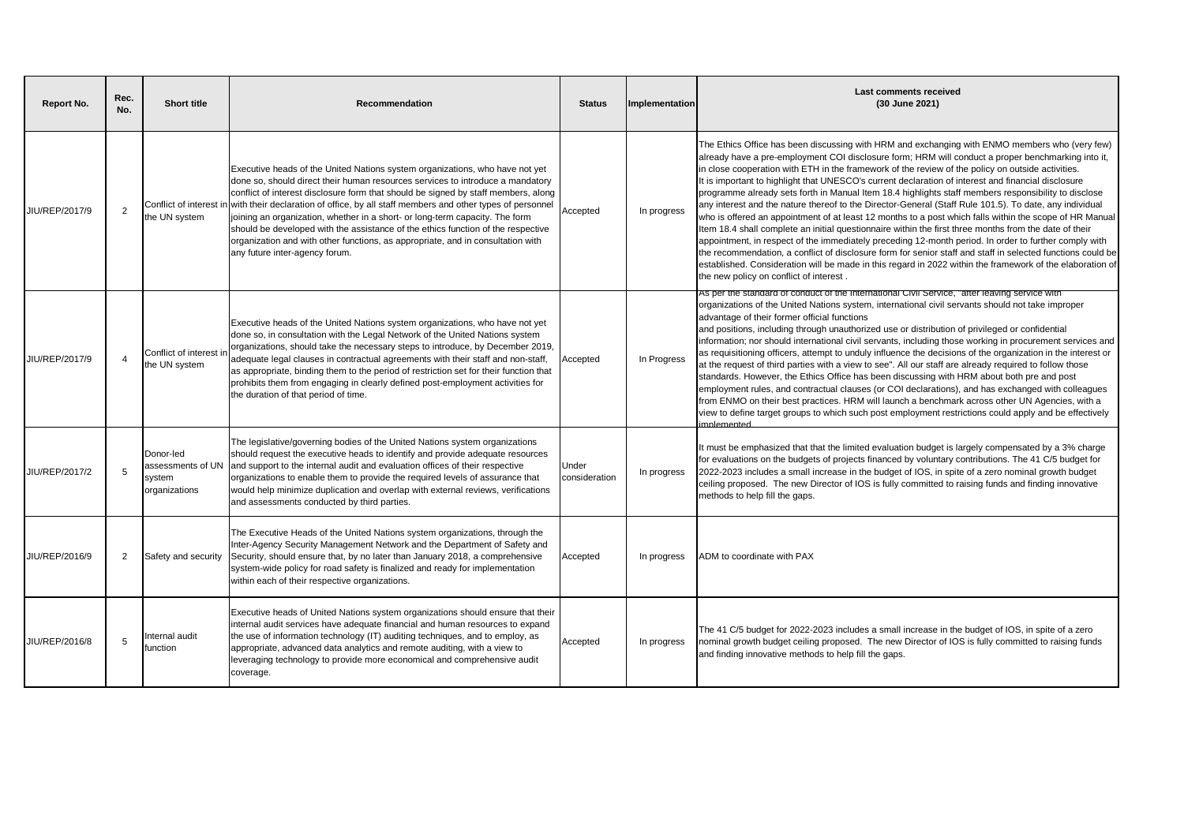| Report No. | Rec. No. | Short title | Recommendation | Status | Implementation | Last comments received (30 June 2021) |
|---|---|---|---|---|---|---|
| JIU/REP/2017/9 | 2 | Conflict of interest in the UN system | Executive heads of the United Nations system organizations, who have not yet done so, should direct their human resources services to introduce a mandatory conflict of interest disclosure form that should be signed by staff members, along with their declaration of office, by all staff members and other types of personnel joining an organization, whether in a short- or long-term capacity. The form should be developed with the assistance of the ethics function of the respective organization and with other functions, as appropriate, and in consultation with any future inter-agency forum. | Accepted | In progress | The Ethics Office has been discussing with HRM and exchanging with ENMO members who (very few) already have a pre-employment COI disclosure form; HRM will conduct a proper benchmarking into it, in close cooperation with ETH in the framework of the review of the policy on outside activities. It is important to highlight that UNESCO's current declaration of interest and financial disclosure programme already sets forth in Manual Item 18.4 highlights staff members responsibility to disclose any interest and the nature thereof to the Director-General (Staff Rule 101.5). To date, any individual who is offered an appointment of at least 12 months to a post which falls within the scope of HR Manual Item 18.4 shall complete an initial questionnaire within the first three months from the date of their appointment, in respect of the immediately preceding 12-month period. In order to further comply with the recommendation, a conflict of disclosure form for senior staff and staff in selected functions could be established. Consideration will be made in this regard in 2022 within the framework of the elaboration of the new policy on conflict of interest . |
| JIU/REP/2017/9 | 4 | Conflict of interest in the UN system | Executive heads of the United Nations system organizations, who have not yet done so, in consultation with the Legal Network of the United Nations system organizations, should take the necessary steps to introduce, by December 2019, adequate legal clauses in contractual agreements with their staff and non-staff, as appropriate, binding them to the period of restriction set for their function that prohibits them from engaging in clearly defined post-employment activities for the duration of that period of time. | Accepted | In Progress | As per the standard of conduct of the International Civil Service, "after leaving service with organizations of the United Nations system, international civil servants should not take improper advantage of their former official functions and positions, including through unauthorized use or distribution of privileged or confidential information; nor should international civil servants, including those working in procurement services and as requisitioning officers, attempt to unduly influence the decisions of the organization in the interest or at the request of third parties with a view to see". All our staff are already required to follow those standards. However, the Ethics Office has been discussing with HRM about both pre and post employment rules, and contractual clauses (or COI declarations), and has exchanged with colleagues from ENMO on their best practices. HRM will launch a benchmark across other UN Agencies, with a view to define target groups to which such post employment restrictions could apply and be effectively implemented. |
| JIU/REP/2017/2 | 5 | Donor-led assessments of UN system organizations | The legislative/governing bodies of the United Nations system organizations should request the executive heads to identify and provide adequate resources and support to the internal audit and evaluation offices of their respective organizations to enable them to provide the required levels of assurance that would help minimize duplication and overlap with external reviews, verifications and assessments conducted by third parties. | Under consideration | In progress | It must be emphasized that that the limited evaluation budget is largely compensated by a 3% charge for evaluations on the budgets of projects financed by voluntary contributions. The 41 C/5 budget for 2022-2023 includes a small increase in the budget of IOS, in spite of a zero nominal growth budget ceiling proposed. The new Director of IOS is fully committed to raising funds and finding innovative methods to help fill the gaps. |
| JIU/REP/2016/9 | 2 | Safety and security | The Executive Heads of the United Nations system organizations, through the Inter-Agency Security Management Network and the Department of Safety and Security, should ensure that, by no later than January 2018, a comprehensive system-wide policy for road safety is finalized and ready for implementation within each of their respective organizations. | Accepted | In progress | ADM to coordinate with PAX |
| JIU/REP/2016/8 | 5 | Internal audit function | Executive heads of United Nations system organizations should ensure that their internal audit services have adequate financial and human resources to expand the use of information technology (IT) auditing techniques, and to employ, as appropriate, advanced data analytics and remote auditing, with a view to leveraging technology to provide more economical and comprehensive audit coverage. | Accepted | In progress | The 41 C/5 budget for 2022-2023 includes a small increase in the budget of IOS, in spite of a zero nominal growth budget ceiling proposed. The new Director of IOS is fully committed to raising funds and finding innovative methods to help fill the gaps. |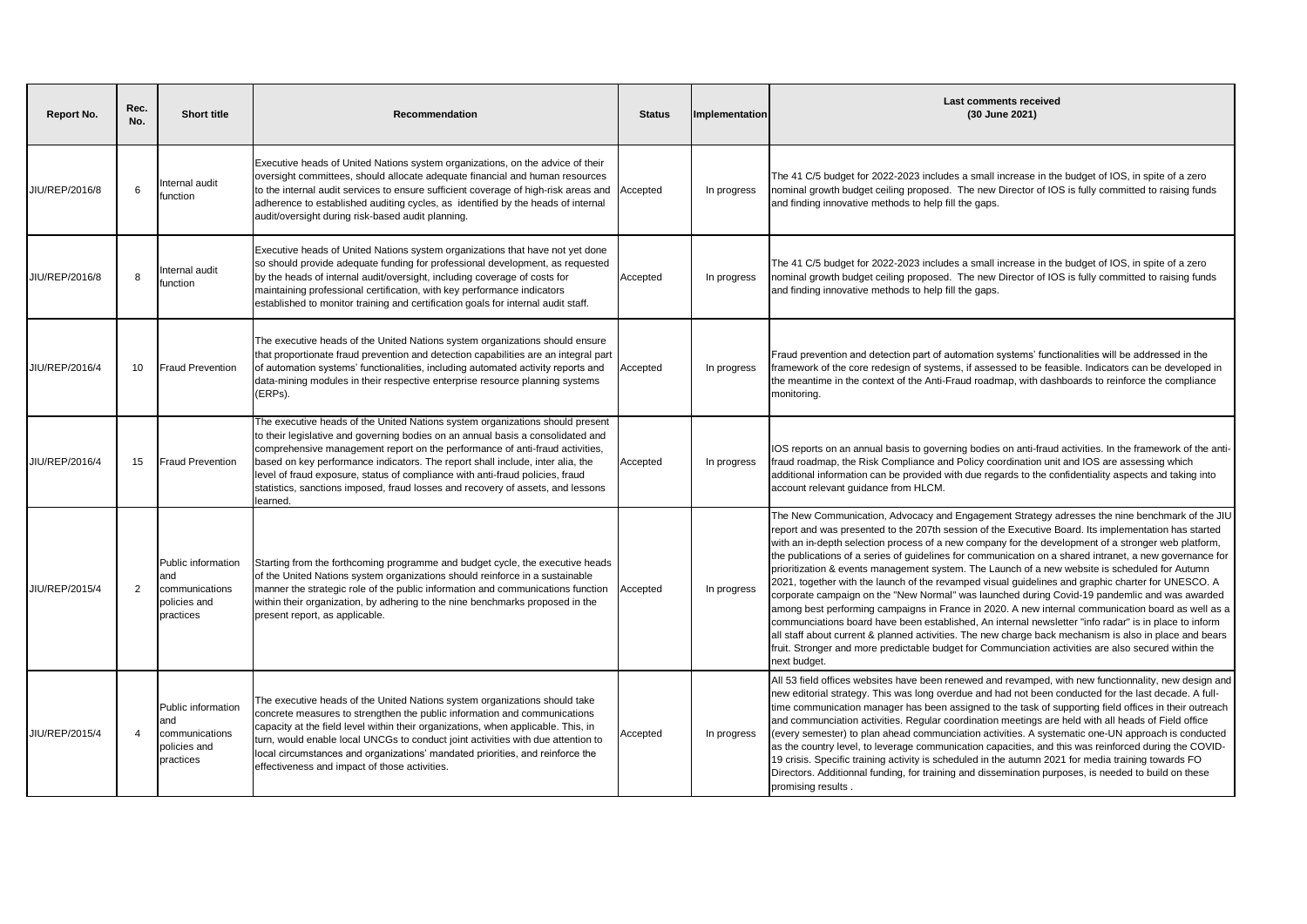| Report No. | Rec. No. | Short title | Recommendation | Status | Implementation | Last comments received (30 June 2021) |
|---|---|---|---|---|---|---|
| JIU/REP/2016/8 | 6 | Internal audit function | Executive heads of United Nations system organizations, on the advice of their oversight committees, should allocate adequate financial and human resources to the internal audit services to ensure sufficient coverage of high-risk areas and adherence to established auditing cycles, as identified by the heads of internal audit/oversight during risk-based audit planning. | Accepted | In progress | The 41 C/5 budget for 2022-2023 includes a small increase in the budget of IOS, in spite of a zero nominal growth budget ceiling proposed. The new Director of IOS is fully committed to raising funds and finding innovative methods to help fill the gaps. |
| JIU/REP/2016/8 | 8 | Internal audit function | Executive heads of United Nations system organizations that have not yet done so should provide adequate funding for professional development, as requested by the heads of internal audit/oversight, including coverage of costs for maintaining professional certification, with key performance indicators established to monitor training and certification goals for internal audit staff. | Accepted | In progress | The 41 C/5 budget for 2022-2023 includes a small increase in the budget of IOS, in spite of a zero nominal growth budget ceiling proposed. The new Director of IOS is fully committed to raising funds and finding innovative methods to help fill the gaps. |
| JIU/REP/2016/4 | 10 | Fraud Prevention | The executive heads of the United Nations system organizations should ensure that proportionate fraud prevention and detection capabilities are an integral part of automation systems' functionalities, including automated activity reports and data-mining modules in their respective enterprise resource planning systems (ERPs). | Accepted | In progress | Fraud prevention and detection part of automation systems' functionalities will be addressed in the framework of the core redesign of systems, if assessed to be feasible. Indicators can be developed in the meantime in the context of the Anti-Fraud roadmap, with dashboards to reinforce the compliance monitoring. |
| JIU/REP/2016/4 | 15 | Fraud Prevention | The executive heads of the United Nations system organizations should present to their legislative and governing bodies on an annual basis a consolidated and comprehensive management report on the performance of anti-fraud activities, based on key performance indicators. The report shall include, inter alia, the level of fraud exposure, status of compliance with anti-fraud policies, fraud statistics, sanctions imposed, fraud losses and recovery of assets, and lessons learned. | Accepted | In progress | IOS reports on an annual basis to governing bodies on anti-fraud activities. In the framework of the anti-fraud roadmap, the Risk Compliance and Policy coordination unit and IOS are assessing which additional information can be provided with due regards to the confidentiality aspects and taking into account relevant guidance from HLCM. |
| JIU/REP/2015/4 | 2 | Public information and communications policies and practices | Starting from the forthcoming programme and budget cycle, the executive heads of the United Nations system organizations should reinforce in a sustainable manner the strategic role of the public information and communications function within their organization, by adhering to the nine benchmarks proposed in the present report, as applicable. | Accepted | In progress | The New Communication, Advocacy and Engagement Strategy adresses the nine benchmark of the JIU report and was presented to the 207th session of the Executive Board. Its implementation has started with an in-depth selection process of a new company for the development of a stronger web platform, the publications of a series of guidelines for communication on a shared intranet, a new governance for prioritization & events management system. The Launch of a new website is scheduled for Autumn 2021, together with the launch of the revamped visual guidelines and graphic charter for UNESCO. A corporate campaign on the "New Normal" was launched during Covid-19 pandemlic and was awarded among best performing campaigns in France in 2020. A new internal communication board as well as a communciations board have been established, An internal newsletter "info radar" is in place to inform all staff about current & planned activities. The new charge back mechanism is also in place and bears fruit. Stronger and more predictable budget for Communciation activities are also secured within the next budget. |
| JIU/REP/2015/4 | 4 | Public information and communications policies and practices | The executive heads of the United Nations system organizations should take concrete measures to strengthen the public information and communications capacity at the field level within their organizations, when applicable. This, in turn, would enable local UNCGs to conduct joint activities with due attention to local circumstances and organizations' mandated priorities, and reinforce the effectiveness and impact of those activities. | Accepted | In progress | All 53 field offices websites have been renewed and revamped, with new functionnality, new design and new editorial strategy. This was long overdue and had not been conducted for the last decade. A full-time communication manager has been assigned to the task of supporting field offices in their outreach and communciation activities. Regular coordination meetings are held with all heads of Field office (every semester) to plan ahead communciation activities. A systematic one-UN approach is conducted as the country level, to leverage communication capacities, and this was reinforced during the COVID-19 crisis. Specific training activity is scheduled in the autumn 2021 for media training towards FO Directors. Additionnal funding, for training and dissemination purposes, is needed to build on these promising results . |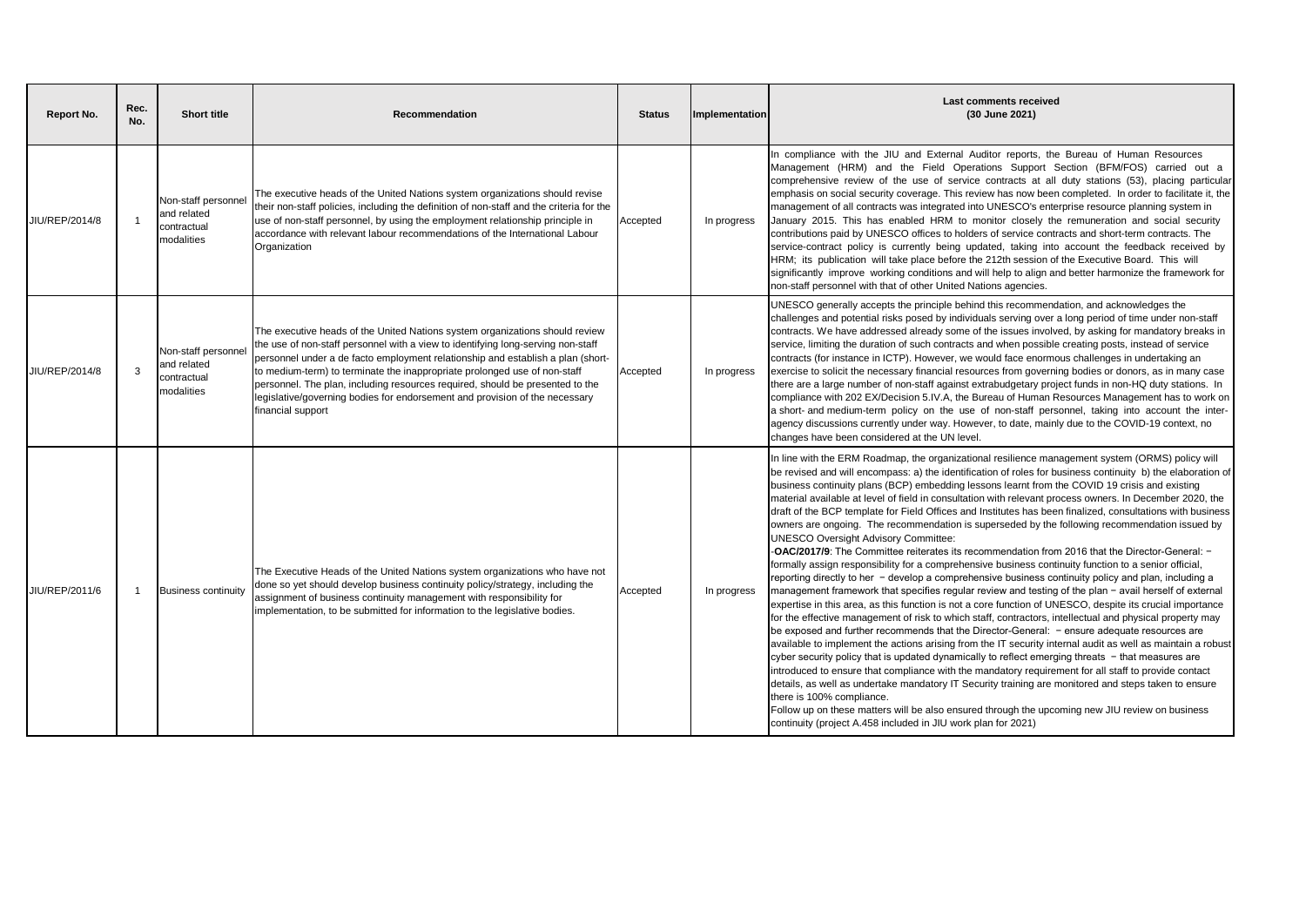| Report No. | Rec. No. | Short title | Recommendation | Status | Implementation | Last comments received (30 June 2021) |
|---|---|---|---|---|---|---|
| JIU/REP/2014/8 | 1 | Non-staff personnel and related contractual modalities | The executive heads of the United Nations system organizations should revise their non-staff policies, including the definition of non-staff and the criteria for the use of non-staff personnel, by using the employment relationship principle in accordance with relevant labour recommendations of the International Labour Organization | Accepted | In progress | In compliance with the JIU and External Auditor reports, the Bureau of Human Resources Management (HRM) and the Field Operations Support Section (BFM/FOS) carried out a comprehensive review of the use of service contracts at all duty stations (53), placing particular emphasis on social security coverage. This review has now been completed. In order to facilitate it, the management of all contracts was integrated into UNESCO's enterprise resource planning system in January 2015. This has enabled HRM to monitor closely the remuneration and social security contributions paid by UNESCO offices to holders of service contracts and short-term contracts. The service-contract policy is currently being updated, taking into account the feedback received by HRM; its publication will take place before the 212th session of the Executive Board. This will significantly improve working conditions and will help to align and better harmonize the framework for non-staff personnel with that of other United Nations agencies. |
| JIU/REP/2014/8 | 3 | Non-staff personnel and related contractual modalities | The executive heads of the United Nations system organizations should review the use of non-staff personnel with a view to identifying long-serving non-staff personnel under a de facto employment relationship and establish a plan (short- to medium-term) to terminate the inappropriate prolonged use of non-staff personnel. The plan, including resources required, should be presented to the legislative/governing bodies for endorsement and provision of the necessary financial support | Accepted | In progress | UNESCO generally accepts the principle behind this recommendation, and acknowledges the challenges and potential risks posed by individuals serving over a long period of time under non-staff contracts. We have addressed already some of the issues involved, by asking for mandatory breaks in service, limiting the duration of such contracts and when possible creating posts, instead of service contracts (for instance in ICTP). However, we would face enormous challenges in undertaking an exercise to solicit the necessary financial resources from governing bodies or donors, as in many case there are a large number of non-staff against extrabudgetary project funds in non-HQ duty stations. In compliance with 202 EX/Decision 5.IV.A, the Bureau of Human Resources Management has to work on a short- and medium-term policy on the use of non-staff personnel, taking into account the inter-agency discussions currently under way. However, to date, mainly due to the COVID-19 context, no changes have been considered at the UN level. |
| JIU/REP/2011/6 | 1 | Business continuity | The Executive Heads of the United Nations system organizations who have not done so yet should develop business continuity policy/strategy, including the assignment of business continuity management with responsibility for implementation, to be submitted for information to the legislative bodies. | Accepted | In progress | In line with the ERM Roadmap, the organizational resilience management system (ORMS) policy will be revised and will encompass: a) the identification of roles for business continuity b) the elaboration of business continuity plans (BCP) embedding lessons learnt from the COVID 19 crisis and existing material available at level of field in consultation with relevant process owners. In December 2020, the draft of the BCP template for Field Offices and Institutes has been finalized, consultations with business owners are ongoing. The recommendation is superseded by the following recommendation issued by UNESCO Oversight Advisory Committee:<br>-**OAC/2017/9**: The Committee reiterates its recommendation from 2016 that the Director-General: − formally assign responsibility for a comprehensive business continuity function to a senior official, reporting directly to her − develop a comprehensive business continuity policy and plan, including a management framework that specifies regular review and testing of the plan − avail herself of external expertise in this area, as this function is not a core function of UNESCO, despite its crucial importance for the effective management of risk to which staff, contractors, intellectual and physical property may be exposed and further recommends that the Director-General: − ensure adequate resources are available to implement the actions arising from the IT security internal audit as well as maintain a robust cyber security policy that is updated dynamically to reflect emerging threats − that measures are introduced to ensure that compliance with the mandatory requirement for all staff to provide contact details, as well as undertake mandatory IT Security training are monitored and steps taken to ensure there is 100% compliance.<br>Follow up on these matters will be also ensured through the upcoming new JIU review on business continuity (project A.458 included in JIU work plan for 2021) |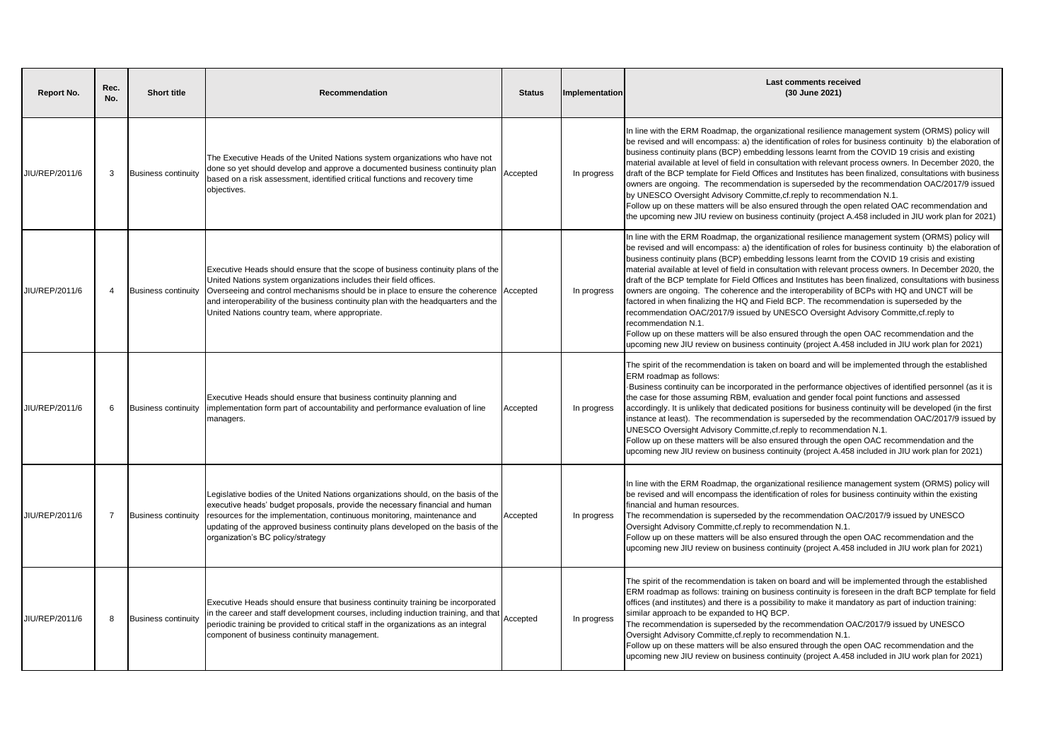| Report No. | Rec. No. | Short title | Recommendation | Status | Implementation | Last comments received (30 June 2021) |
|---|---|---|---|---|---|---|
| JIU/REP/2011/6 | 3 | Business continuity | The Executive Heads of the United Nations system organizations who have not done so yet should develop and approve a documented business continuity plan based on a risk assessment, identified critical functions and recovery time objectives. | Accepted | In progress | In line with the ERM Roadmap, the organizational resilience management system (ORMS) policy will be revised and will encompass: a) the identification of roles for business continuity b) the elaboration of business continuity plans (BCP) embedding lessons learnt from the COVID 19 crisis and existing material available at level of field in consultation with relevant process owners. In December 2020, the draft of the BCP template for Field Offices and Institutes has been finalized, consultations with business owners are ongoing. The recommendation is superseded by the recommendation OAC/2017/9 issued by UNESCO Oversight Advisory Committe,cf.reply to recommendation N.1.<br>Follow up on these matters will be also ensured through the open related OAC recommendation and the upcoming new JIU review on business continuity (project A.458 included in JIU work plan for 2021) |
| JIU/REP/2011/6 | 4 | Business continuity | Executive Heads should ensure that the scope of business continuity plans of the United Nations system organizations includes their field offices. Overseeing and control mechanisms should be in place to ensure the coherence and interoperability of the business continuity plan with the headquarters and the United Nations country team, where appropriate. | Accepted | In progress | In line with the ERM Roadmap, the organizational resilience management system (ORMS) policy will be revised and will encompass: a) the identification of roles for business continuity b) the elaboration of business continuity plans (BCP) embedding lessons learnt from the COVID 19 crisis and existing material available at level of field in consultation with relevant process owners. In December 2020, the draft of the BCP template for Field Offices and Institutes has been finalized, consultations with business owners are ongoing. The coherence and the interoperability of BCPs with HQ and UNCT will be factored in when finalizing the HQ and Field BCP. The recommendation is superseded by the recommendation OAC/2017/9 issued by UNESCO Oversight Advisory Committe,cf.reply to recommendation N.1.<br>Follow up on these matters will be also ensured through the open OAC recommendation and the upcoming new JIU review on business continuity (project A.458 included in JIU work plan for 2021) |
| JIU/REP/2011/6 | 6 | Business continuity | Executive Heads should ensure that business continuity planning and implementation form part of accountability and performance evaluation of line managers. | Accepted | In progress | The spirit of the recommendation is taken on board and will be implemented through the established ERM roadmap as follows:<br>·Business continuity can be incorporated in the performance objectives of identified personnel (as it is the case for those assuming RBM, evaluation and gender focal point functions and assessed accordingly. It is unlikely that dedicated positions for business continuity will be developed (in the first instance at least). The recommendation is superseded by the recommendation OAC/2017/9 issued by UNESCO Oversight Advisory Committe,cf.reply to recommendation N.1.<br>Follow up on these matters will be also ensured through the open OAC recommendation and the upcoming new JIU review on business continuity (project A.458 included in JIU work plan for 2021) |
| JIU/REP/2011/6 | 7 | Business continuity | Legislative bodies of the United Nations organizations should, on the basis of the executive heads' budget proposals, provide the necessary financial and human resources for the implementation, continuous monitoring, maintenance and updating of the approved business continuity plans developed on the basis of the organization's BC policy/strategy | Accepted | In progress | In line with the ERM Roadmap, the organizational resilience management system (ORMS) policy will be revised and will encompass the identification of roles for business continuity within the existing financial and human resources.<br>The recommendation is superseded by the recommendation OAC/2017/9 issued by UNESCO Oversight Advisory Committe,cf.reply to recommendation N.1.<br>Follow up on these matters will be also ensured through the open OAC recommendation and the upcoming new JIU review on business continuity (project A.458 included in JIU work plan for 2021) |
| JIU/REP/2011/6 | 8 | Business continuity | Executive Heads should ensure that business continuity training be incorporated in the career and staff development courses, including induction training, and that periodic training be provided to critical staff in the organizations as an integral component of business continuity management. | Accepted | In progress | The spirit of the recommendation is taken on board and will be implemented through the established ERM roadmap as follows: training on business continuity is foreseen in the draft BCP template for field offices (and institutes) and there is a possibility to make it mandatory as part of induction training: similar approach to be expanded to HQ BCP.<br>The recommendation is superseded by the recommendation OAC/2017/9 issued by UNESCO Oversight Advisory Committe,cf.reply to recommendation N.1.<br>Follow up on these matters will be also ensured through the open OAC recommendation and the upcoming new JIU review on business continuity (project A.458 included in JIU work plan for 2021) |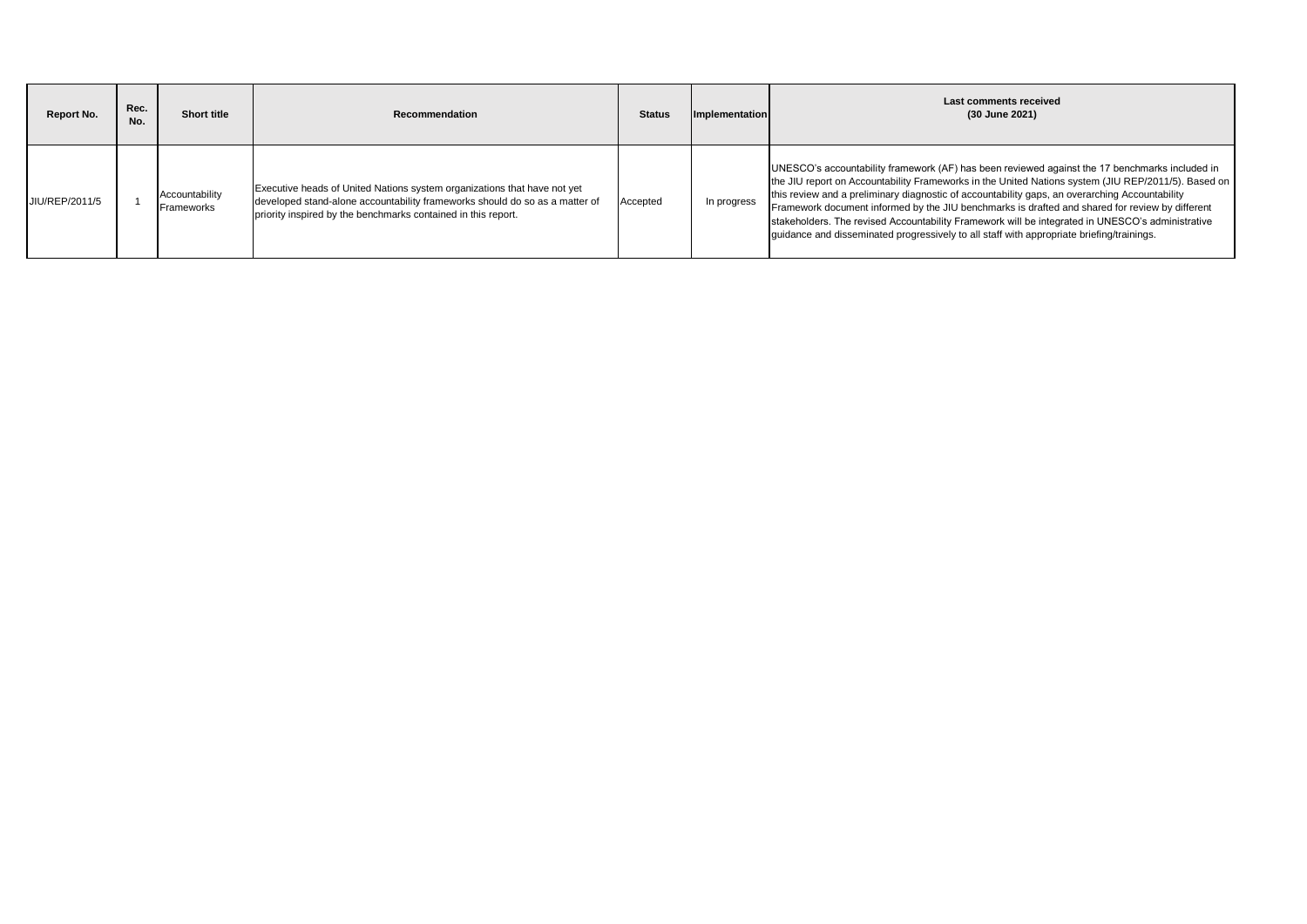| Report No. | Rec. No. | Short title | Recommendation | Status | Implementation | Last comments received (30 June 2021) |
|---|---|---|---|---|---|---|
| JIU/REP/2011/5 | 1 | Accountability Frameworks | Executive heads of United Nations system organizations that have not yet developed stand-alone accountability frameworks should do so as a matter of priority inspired by the benchmarks contained in this report. | Accepted | In progress | UNESCO's accountability framework (AF) has been reviewed against the 17 benchmarks included in the JIU report on Accountability Frameworks in the United Nations system (JIU REP/2011/5). Based on this review and a preliminary diagnostic of accountability gaps, an overarching Accountability Framework document informed by the JIU benchmarks is drafted and shared for review by different stakeholders. The revised Accountability Framework will be integrated in UNESCO's administrative guidance and disseminated progressively to all staff with appropriate briefing/trainings. |